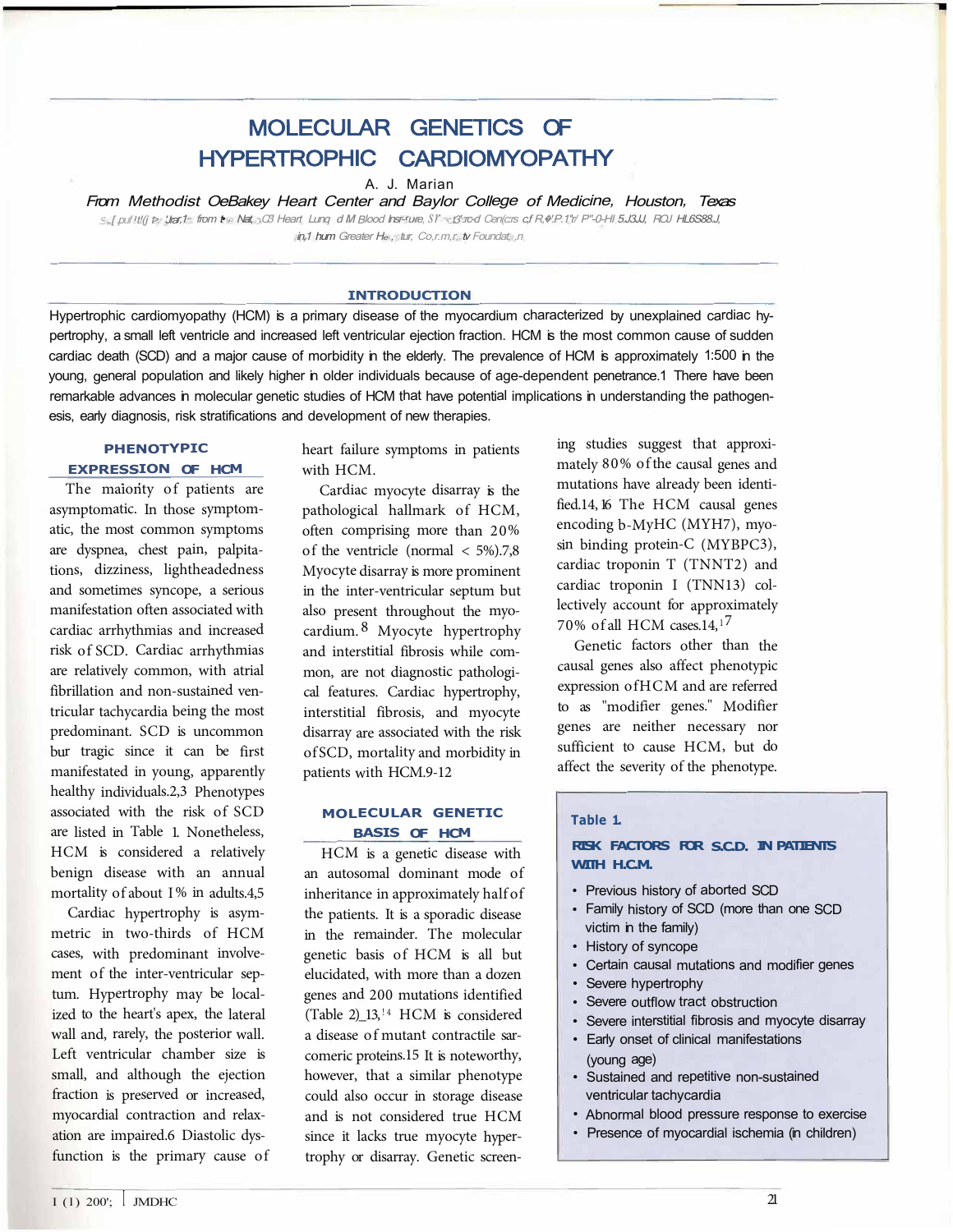# MOLECULAR GENETICS OF HYPERTROPHIC CARDIOMYOPATHY

A. J. Marian

*From Methodist DeBakey Heart Center and Baylor College of Medicine, Houston, Texas*

*Supported in part by grants from the National Heart, Lung and Blood Institute, Specialized Centers of Research P50-HL 54313, RO1 HL68884, and from Greater Houston Community Foundation*

## INTRODUCTION

Hypertrophic cardiomyopathy (HCM) is a primary disease of the myocardium characterized by unexplained cardiac hypertrophy, a small left ventricle and increased left ventricular ejection fraction. HCM is the most common cause of sudden cardiac death (SCD) and a major cause of morbidity in the elderly. The prevalence of HCM is approximately 1:500 in the young, general population and likely higher in older individuals because of age-dependent penetrance.[1] There have been remarkable advances in molecular genetic studies of HCM that have potential implications in understanding the pathogenesis, early diagnosis, risk stratifications and development of new therapies.

## PHENOTYPIC EXPRESSION OF HCM

The majority of patients are asymptomatic. In those symptomatic, the most common symptoms are dyspnea, chest pain, palpitations, dizziness, lightheadedness and sometimes syncope, a serious manifestation often associated with cardiac arrhythmias and increased risk of SCD. Cardiac arrhythmias are relatively common, with atrial fibrillation and non-sustained ventricular tachycardia being the most predominant. SCD is uncommon but tragic since it can be first manifestated in young, apparently healthy individuals.[2,3] Phenotypes associated with the risk of SCD are listed in Table 1. Nonetheless, HCM is considered a relatively benign disease with an annual mortality of about 1% in adults.[4,5]

Cardiac hypertrophy is asymmetric in two-thirds of HCM cases, with predominant involvement of the inter-ventricular septum. Hypertrophy may be localized to the heart's apex, the lateral wall and, rarely, the posterior wall. Left ventricular chamber size is small, and although the ejection fraction is preserved or increased, myocardial contraction and relaxation are impaired.[6] Diastolic dysfunction is the primary cause of heart failure symptoms in patients with HCM.

Cardiac myocyte disarray is the pathological hallmark of HCM, often comprising more than 20% of the ventricle (normal < 5%).[7,8] Myocyte disarray is more prominent in the inter-ventricular septum but also present throughout the myocardium.[8] Myocyte hypertrophy and interstitial fibrosis while common, are not diagnostic pathological features. Cardiac hypertrophy, interstitial fibrosis, and myocyte disarray are associated with the risk of SCD, mortality and morbidity in patients with HCM.[9-12]

## MOLECULAR GENETIC BASIS OF HCM

HCM is a genetic disease with an autosomal dominant mode of inheritance in approximately half of the patients. It is a sporadic disease in the remainder. The molecular genetic basis of HCM is all but elucidated, with more than a dozen genes and 200 mutations identified (Table 2).[13,14] HCM is considered a disease of mutant contractile sarcomeric proteins.[15] It is noteworthy, however, that a similar phenotype could also occur in storage disease and is not considered true HCM since it lacks true myocyte hypertrophy or disarray. Genetic screening studies suggest that approximately 80% of the causal genes and mutations have already been identified.[14,16] The HCM causal genes encoding b-MyHC (MYH7), myosin binding protein-C (MYBPC3), cardiac troponin T (TNNT2) and cardiac troponin I (TNNI3) collectively account for approximately 70% of all HCM cases.[14,17]

Genetic factors other than the causal genes also affect phenotypic expression of HCM and are referred to as "modifier genes." Modifier genes are neither necessary nor sufficient to cause HCM, but do affect the severity of the phenotype.

**Table 1.**

**RISK FACTORS FOR S.C.D. IN PATIENTS WITH H.C.M.**

- Previous history of aborted SCD
- Family history of SCD (more than one SCD victim in the family)
- History of syncope
- Certain causal mutations and modifier genes
- Severe hypertrophy
- Severe outflow tract obstruction
- Severe interstitial fibrosis and myocyte disarray
- Early onset of clinical manifestations (young age)
- Sustained and repetitive non-sustained ventricular tachycardia
- Abnormal blood pressure response to exercise
- Presence of myocardial ischemia (in children)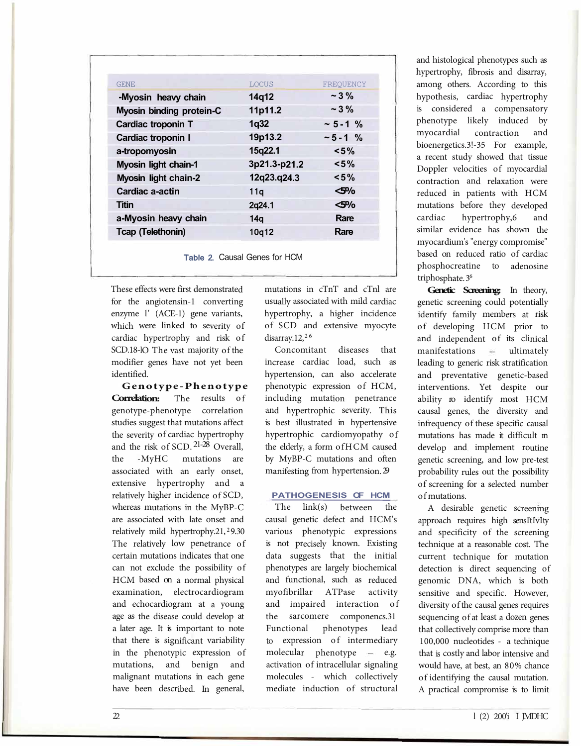| GENE | LOCUS | FREQUENCY |
|---|---|---|
| -Myosin heavy chain | 14q12 | ~ 3 % |
| Myosin binding protein-C | 11p11.2 | ~ 3 % |
| Cardiac troponin T | 1q32 | ~ 5 - 1 % |
| Cardiac troponin I | 19p13.2 | ~ 5 - 1 % |
| a-tropomyosin | 15q22.1 | < 5 % |
| Myosin light chain-1 | 3p21.3-p21.2 | < 5 % |
| Myosin light chain-2 | 12q23.q24.3 | < 5 % |
| Cardiac a-actin | 11q | <5% |
| Titin | 2q24.1 | <5% |
| a-Myosin heavy chain | 14q | Rare |
| Tcap (Telethonin) | 10q12 | Rare |

Table 2. Causal Genes for HCM

These effects were first demonstrated for the angiotensin-1 converting enzyme l' (ACE-1) gene variants, which were linked to severity of cardiac hypertrophy and risk of SCD.[18-20] The vast majority of the modifier genes have not yet been identified.

**Genotype-Phenotype Correlation:** The results of genotype-phenotype correlation studies suggest that mutations affect the severity of cardiac hypertrophy and the risk of SCD.[21-28] Overall, the -MyHC mutations are associated with an early onset, extensive hypertrophy and a relatively higher incidence of SCD, whereas mutations in the MyBP-C are associated with late onset and relatively mild hypertrophy.[21,29,30] The relatively low penetrance of certain mutations indicates that one can not exclude the possibility of HCM based on a normal physical examination, electrocardiogram and echocardiogram at a young age as the disease could develop at a later age. It is important to note that there is significant variability in the phenotypic expression of mutations, and benign and malignant mutations in each gene have been described. In general, mutations in cTnT and cTnI are usually associated with mild cardiac hypertrophy, a higher incidence of SCD and extensive myocyte disarray.[12,26]

Concomitant diseases that increase cardiac load, such as hypertension, can also accelerate phenotypic expression of HCM, including mutation penetrance and hypertrophic severity. This is best illustrated in hypertensive hypertrophic cardiomyopathy of the elderly, a form of HCM caused by MyBP-C mutations and often manifesting from hypertension.[29]

## PATHOGENESIS OF HCM

The link(s) between the causal genetic defect and HCM's various phenotypic expressions is not precisely known. Existing data suggests that the initial phenotypes are largely biochemical and functional, such as reduced myofibrillar ATPase activity and impaired interaction of the sarcomere componencs.[31] Functional phenotypes lead to expression of intermediary molecular phenotype – e.g. activation of intracellular signaling molecules - which collectively mediate induction of structural and histological phenotypes such as hypertrophy, fibrosis and disarray, among others. According to this hypothesis, cardiac hypertrophy is considered a compensatory phenotype likely induced by myocardial contraction and bioenergetics.[31-35] For example, a recent study showed that tissue Doppler velocities of myocardial contraction and relaxation were reduced in patients with HCM mutations before they developed cardiac hypertrophy,[6] and similar evidence has shown the myocardium's "energy compromise" based on reduced ratio of cardiac phosphocreatine to adenosine triphosphate.[36]

**Genetic Screening:** In theory, genetic screening could potentially identify family members at risk of developing HCM prior to and independent of its clinical manifestations – ultimately leading to generic risk stratification and preventative genetic-based interventions. Yet despite our ability to identify most HCM causal genes, the diversity and infrequency of these specific causal mutations has made it difficult to develop and implement routine genetic screening, and low pre-test probability rules out the possibility of screening for a selected number of mutations.

A desirable genetic screening approach requires high sensitivity and specificity of the screening technique at a reasonable cost. The current technique for mutation detection is direct sequencing of genomic DNA, which is both sensitive and specific. However, diversity of the causal genes requires sequencing of at least a dozen genes that collectively comprise more than 100,000 nucleotides - a technique that is costly and labor intensive and would have, at best, an 80% chance of identifying the causal mutation. A practical compromise is to limit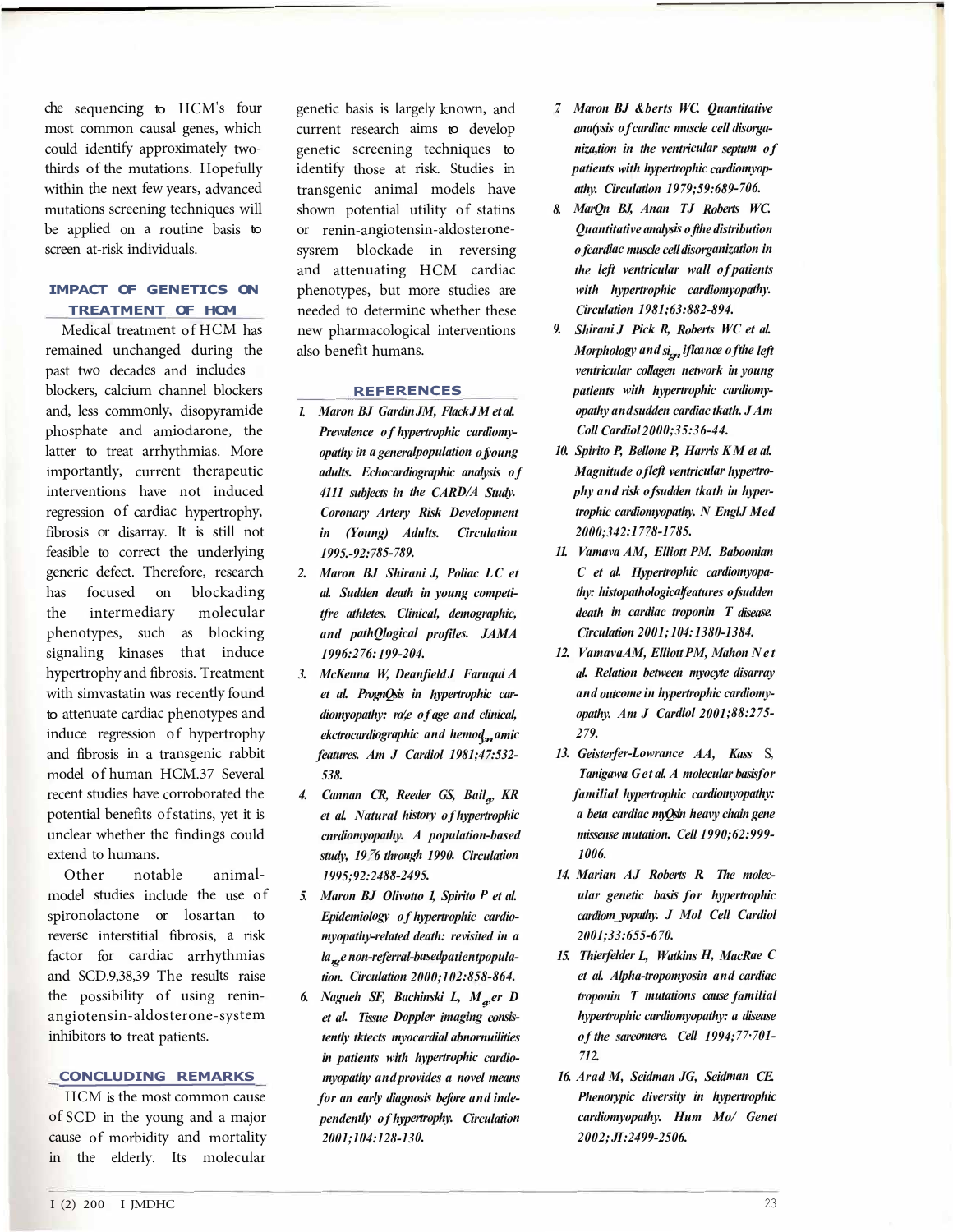che sequencing to HCM's four most common causal genes, which could identify approximately two-thirds of the mutations. Hopefully within the next few years, advanced mutations screening techniques will be applied on a routine basis to screen at-risk individuals.

## IMPACT OF GENETICS ON TREATMENT OF HCM

Medical treatment of HCM has remained unchanged during the past two decades and includes blockers, calcium channel blockers and, less commonly, disopyramide phosphate and amiodarone, the latter to treat arrhythmias. More importantly, current therapeutic interventions have not induced regression of cardiac hypertrophy, fibrosis or disarray. It is still not feasible to correct the underlying generic defect. Therefore, research has focused on blockading the intermediary molecular phenotypes, such as blocking signaling kinases that induce hypertrophy and fibrosis. Treatment with simvastatin was recently found to attenuate cardiac phenotypes and induce regression of hypertrophy and fibrosis in a transgenic rabbit model of human HCM.37 Several recent studies have corroborated the potential benefits of statins, yet it is unclear whether the findings could extend to humans.

Other notable animal-model studies include the use of spironolactone or losartan to reverse interstitial fibrosis, a risk factor for cardiac arrhythmias and SCD.9,38,39 The results raise the possibility of using renin-angiotensin-aldosterone-system inhibitors to treat patients.

## CONCLUDING REMARKS

HCM is the most common cause of SCD in the young and a major cause of morbidity and mortality in the elderly. Its molecular genetic basis is largely known, and current research aims to develop genetic screening techniques to identify those at risk. Studies in transgenic animal models have shown potential utility of statins or renin-angiotensin-aldosterone-sysrem blockade in reversing and attenuating HCM cardiac phenotypes, but more studies are needed to determine whether these new pharmacological interventions also benefit humans.

## REFERENCES

1. *Maron BJ GardinJM, FlackJM et al. Prevalence of hypertrophic cardiomyopathy in a generalpopulation of young adults. Echocardiographic analysis of 4111 subjects in the CARD/A Study. Coronary Artery Risk Development in (Young) Adults. Circulation 1995.-92:785-789.*
2. *Maron BJ Shirani J, Poliac LC et al. Sudden death in young competitfre athletes. Clinical, demographic, and pathQlogical profiles. JAMA 1996:276:199-204.*
3. *McKenna W, DeanfieldJ Faruqui A et al. PrognQsis in hypertrophic cardiomyopathy: ro/e of age and clinical, ekctrocardiographic and hemodynamic features. Am J Cardiol 1981;47:532-538.*
4. *Cannan CR, Reeder GS, Bailey KR et al. Natural history of hypertrophic cnrdiomyopathy. A population-based study, 1976 through 1990. Circulation 1995;92:2488-2495.*
5. *Maron BJ Olivotto I, Spirito P et al. Epidemiology of hypertrophic cardiomyopathy-related death: revisited in a large non-referral-basedpatientpopulation. Circulation 2000;102:858-864.*
6. *Nagueh SF, Bachinski L, Meyer D et al. Tissue Doppler imaging consistently tktects myocardial abnormalities in patients with hypertrophic cardiomyopathy andprovides a novel means for an early diagnosis before and independently of hypertrophy. Circulation 2001;104:128-130.*
7. *Maron BJ &berts WC. Quantitative analysis of cardiac muscle cell disorganization in the ventricular septum of patients with hypertrophic cardiomyopathy. Circulation 1979;59:689-706.*
8. *MarQn BJ, Anan TJ Roberts WC. Quantitative analysis of the distribution of cardiac muscle cell disorganization in the left ventricular wall of patients with hypertrophic cardiomyopathy. Circulation 1981;63:882-894.*
9. *Shirani J Pick R, Roberts WC et al. Morphology and significance of the left ventricular collagen network in young patients with hypertrophic cardiomyopathy and sudden cardiac tkath. J Am Coll Cardiol 2000;35:36-44.*
10. *Spirito P, Bellone P, Harris KM et al. Magnitude of left ventricular hypertrophy and risk of sudden tkath in hypertrophic cardiomyopathy. N EnglJ Med 2000;342:1778-1785.*
11. *Vamava AM, Elliott PM. Baboonian C et al. Hypertrophic cardiomyopathy: histopathologicalfeatures of sudden death in cardiac troponin T disease. Circulation 2001;104:1380-1384.*
12. *VamavaAM, Elliott PM, Mahon Net al. Relation between myocyte disarray and outcome in hypertrophic cardiomyopathy. Am J Cardiol 2001;88:275-279.*
13. *Geisterfer-Lowrance AA, Kass S, Tanigawa Get al. A molecular basisfor familial hypertrophic cardiomyopathy: a beta cardiac myQsin heavy chain gene missense mutation. Cell 1990;62:999-1006.*
14. *Marian AJ Roberts R. The molecular genetic basis for hypertrophic cardiom_yopathy. J Mol Cell Cardiol 2001;33:655-670.*
15. *Thierfelder L, Watkins H, MacRae C et al. Alpha-tropomyosin and cardiac troponin T mutations cause familial hypertrophic cardiomyopathy: a disease of the sarcomere. Cell 1994;77·701-712.*
16. *Arad M, Seidman JG, Seidman CE. Phenorypic diversity in hypertrophic cardiomyopathy. Hum Mo/ Genet 2002;JI:2499-2506.*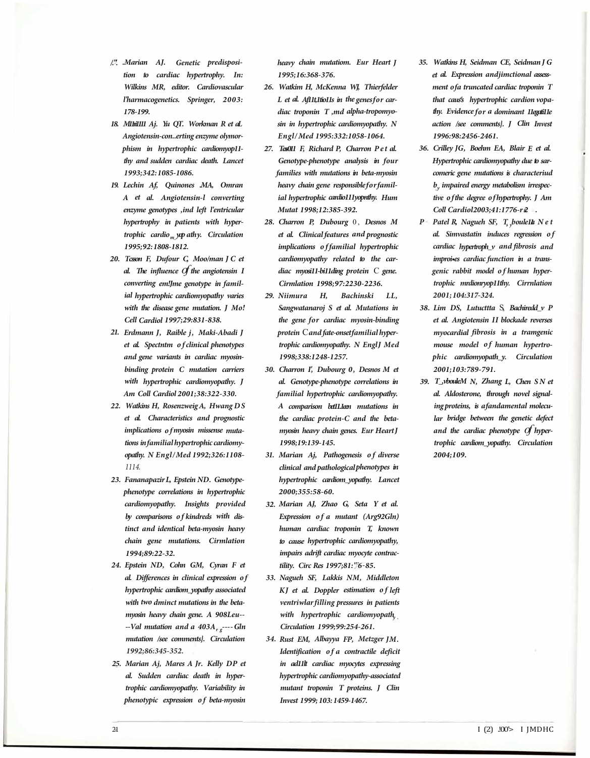17. Marian AJ. Genetic predisposition to cardiac hypertrophy. In: Wilkins MR, editor. Cardiovascular Pharmacogenetics. Springer, 2003: 178-199.
18. Marian AJ, Yu QT, Workman R et al. Angiotensin-converting enzyme polymorphism in hypertrophic cardiomyopathy and sudden cardiac death. Lancet 1993;342:1085-1086.
19. Lechin AJ, Quinones MA, Omran A et al. Angiotensin-I converting enzyme genotypes and left ventricular hypertrophy in patients with hypertrophic cardiomyopathy. Circulation 1995;92:1808-1812.
20. Tesson F, Dufour C, Moolman JC et al. The influence of the angiotensin I converting enzyme genotype in familial hypertrophic cardiomyopathy varies with the disease gene mutation. J Mol Cell Cardiol 1997;29:831-838.
21. Erdmann J, Raible J, Maki-Abadi J et al. Spectrum of clinical phenotypes and gene variants in cardiac myosin-binding protein C mutation carriers with hypertrophic cardiomyopathy. J Am Coll Cardiol 2001;38:322-330.
22. Watkins H, Rosenzweig A, Hwang DS et al. Characteristics and prognostic implications of myosin missense mutations in familial hypertrophic cardiomyopathy. N Engl J Med 1992;326:1108-1114.
23. Fananapazir L, Epstein ND. Genotype-phenotype correlations in hypertrophic cardiomyopathy. Insights provided by comparisons of kindreds with distinct and identical beta-myosin heavy chain gene mutations. Circulation 1994;89:22-32.
24. Epstein ND, Cohn GM, Cyran F et al. Differences in clinical expression of hypertrophic cardiomyopathy associated with two distinct mutations in the beta-myosin heavy chain gene. A 908Leu--Val mutation and a 403Arg----Gln mutation [see comments]. Circulation 1992;86:345-352.
25. Marian AJ, Mares A Jr. Kelly DP et al. Sudden cardiac death in hypertrophic cardiomyopathy. Variability in phenotypic expression of beta-myosin heavy chain mutations. Eur Heart J 1995;16:368-376.
26. Watkins H, McKenna WJ, Thierfelder L et al. Mutations in the genes for cardiac troponin T and alpha-tropomyosin in hypertrophic cardiomyopathy. N Engl J Med 1995;332:1058-1064.
27. Tesson F, Richard P, Charron P et al. Genotype-phenotype analysis in four families with mutations in beta-myosin heavy chain gene responsible for familial hypertrophic cardiomyopathy. Hum Mutat 1998;12:385-392.
28. Charron P, Dubourg O, Desnos M et al. Clinical features and prognostic implications of familial hypertrophic cardiomyopathy related to the cardiac myosin-binding protein C gene. Circulation 1998;97:2230-2236.
29. Niimura H, Bachinski LL, Sangwatanaroj S et al. Mutations in the gene for cardiac myosin-binding protein C and late-onset familial hypertrophic cardiomyopathy. N Engl J Med 1998;338:1248-1257.
30. Charron P, Dubourg O, Desnos M et al. Genotype-phenotype correlations in familial hypertrophic cardiomyopathy. A comparison between mutations in the cardiac protein-C and the beta-myosin heavy chain genes. Eur Heart J 1998;19:139-145.
31. Marian AJ, Pathogenesis of diverse clinical and pathological phenotypes in hypertrophic cardiomyopathy. Lancet 2000;355:58-60.
32. Marian AJ, Zhao G, Seta Y et al. Expression of a mutant (Arg92Gln) human cardiac troponin T, known to cause hypertrophic cardiomyopathy, impairs adult cardiac myocyte contractility. Circ Res 1997;81:76-85.
33. Nagueh SF, Lakkis NM, Middleton KJ et al. Doppler estimation of left ventricular filling pressures in patients with hypertrophic cardiomyopathy. Circulation 1999;99:254-261.
34. Rust EM, Albayya FP, Metzger JM. Identification of a contractile deficit in adult cardiac myocytes expressing hypertrophic cardiomyopathy-associated mutant troponin T proteins. J Clin Invest 1999;103:1459-1467.
35. Watkins H, Seidman CE, Seidman JG et al. Expression and functional assessment of a truncated cardiac troponin T that causes hypertrophic cardiomyopathy. Evidence for a dominant negative action [see comments]. J Clin Invest 1996;98:2456-2461.
36. Crilley JG, Boehm EA, Blair E et al. Hypertrophic cardiomyopathy due to sarcomeric gene mutations is characterized by impaired energy metabolism irrespective of the degree of hypertrophy. J Am Coll Cardiol 2003;41:1776-1782.
37. Patel R, Nagueh SF, Tsybouleva N et al. Simvastatin induces regression of cardiac hypertrophy and fibrosis and improves cardiac function in a transgenic rabbit model of human hypertrophic cardiomyopathy. Circulation 2001;104:317-324.
38. Lim DS, Lutucuta S, Bachireddy P et al. Angiotensin II blockade reverses myocardial fibrosis in a transgenic mouse model of human hypertrophic cardiomyopathy. Circulation 2001;103:789-791.
39. Tsybouleva N, Zhang L, Chen SN et al. Aldosterone, through novel signaling proteins, is a fundamental molecular bridge between the genetic defect and the cardiac phenotype of hypertrophic cardiomyopathy. Circulation 2004;109.